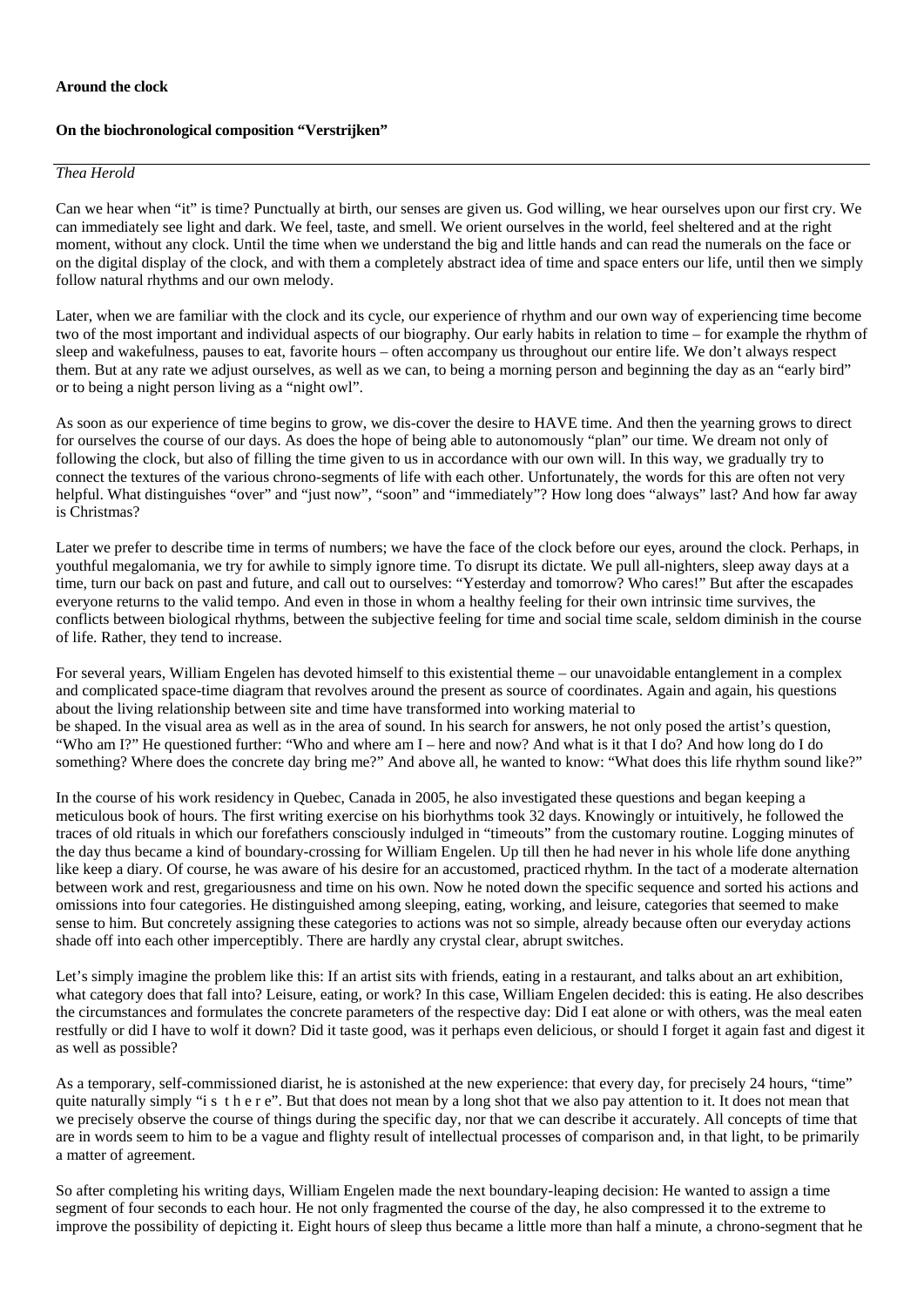**Around the clock**

**On the biochronological composition "Verstrijken"**

*Thea Herold*

Can we hear when "it" is time? Punctually at birth, our senses are given us. God willing, we hear ourselves upon our first cry. We can immediately see light and dark. We feel, taste, and smell. We orient ourselves in the world, feel sheltered and at the right moment, without any clock. Until the time when we understand the big and little hands and can read the numerals on the face or on the digital display of the clock, and with them a completely abstract idea of time and space enters our life, until then we simply follow natural rhythms and our own melody.

Later, when we are familiar with the clock and its cycle, our experience of rhythm and our own way of experiencing time become two of the most important and individual aspects of our biography. Our early habits in relation to time – for example the rhythm of sleep and wakefulness, pauses to eat, favorite hours – often accompany us throughout our entire life. We don't always respect them. But at any rate we adjust ourselves, as well as we can, to being a morning person and beginning the day as an "early bird" or to being a night person living as a "night owl".

As soon as our experience of time begins to grow, we dis-cover the desire to HAVE time. And then the yearning grows to direct for ourselves the course of our days. As does the hope of being able to autonomously "plan" our time. We dream not only of following the clock, but also of filling the time given to us in accordance with our own will. In this way, we gradually try to connect the textures of the various chrono-segments of life with each other. Unfortunately, the words for this are often not very helpful. What distinguishes "over" and "just now", "soon" and "immediately"? How long does "always" last? And how far away is Christmas?

Later we prefer to describe time in terms of numbers; we have the face of the clock before our eyes, around the clock. Perhaps, in youthful megalomania, we try for awhile to simply ignore time. To disrupt its dictate. We pull all-nighters, sleep away days at a time, turn our back on past and future, and call out to ourselves: "Yesterday and tomorrow? Who cares!" But after the escapades everyone returns to the valid tempo. And even in those in whom a healthy feeling for their own intrinsic time survives, the conflicts between biological rhythms, between the subjective feeling for time and social time scale, seldom diminish in the course of life. Rather, they tend to increase.

For several years, William Engelen has devoted himself to this existential theme – our unavoidable entanglement in a complex and complicated space-time diagram that revolves around the present as source of coordinates. Again and again, his questions about the living relationship between site and time have transformed into working material to be shaped. In the visual area as well as in the area of sound. In his search for answers, he not only posed the artist's question, "Who am I?" He questioned further: "Who and where am I – here and now? And what is it that I do? And how long do I do something? Where does the concrete day bring me?" And above all, he wanted to know: "What does this life rhythm sound like?"

In the course of his work residency in Quebec, Canada in 2005, he also investigated these questions and began keeping a meticulous book of hours. The first writing exercise on his biorhythms took 32 days. Knowingly or intuitively, he followed the traces of old rituals in which our forefathers consciously indulged in "timeouts" from the customary routine. Logging minutes of the day thus became a kind of boundary-crossing for William Engelen. Up till then he had never in his whole life done anything like keep a diary. Of course, he was aware of his desire for an accustomed, practiced rhythm. In the tact of a moderate alternation between work and rest, gregariousness and time on his own. Now he noted down the specific sequence and sorted his actions and omissions into four categories. He distinguished among sleeping, eating, working, and leisure, categories that seemed to make sense to him. But concretely assigning these categories to actions was not so simple, already because often our everyday actions shade off into each other imperceptibly. There are hardly any crystal clear, abrupt switches.

Let's simply imagine the problem like this: If an artist sits with friends, eating in a restaurant, and talks about an art exhibition, what category does that fall into? Leisure, eating, or work? In this case, William Engelen decided: this is eating. He also describes the circumstances and formulates the concrete parameters of the respective day: Did I eat alone or with others, was the meal eaten restfully or did I have to wolf it down? Did it taste good, was it perhaps even delicious, or should I forget it again fast and digest it as well as possible?

As a temporary, self-commissioned diarist, he is astonished at the new experience: that every day, for precisely 24 hours, "time" quite naturally simply "i s t h e r e". But that does not mean by a long shot that we also pay attention to it. It does not mean that we precisely observe the course of things during the specific day, nor that we can describe it accurately. All concepts of time that are in words seem to him to be a vague and flighty result of intellectual processes of comparison and, in that light, to be primarily a matter of agreement.

So after completing his writing days, William Engelen made the next boundary-leaping decision: He wanted to assign a time segment of four seconds to each hour. He not only fragmented the course of the day, he also compressed it to the extreme to improve the possibility of depicting it. Eight hours of sleep thus became a little more than half a minute, a chrono-segment that he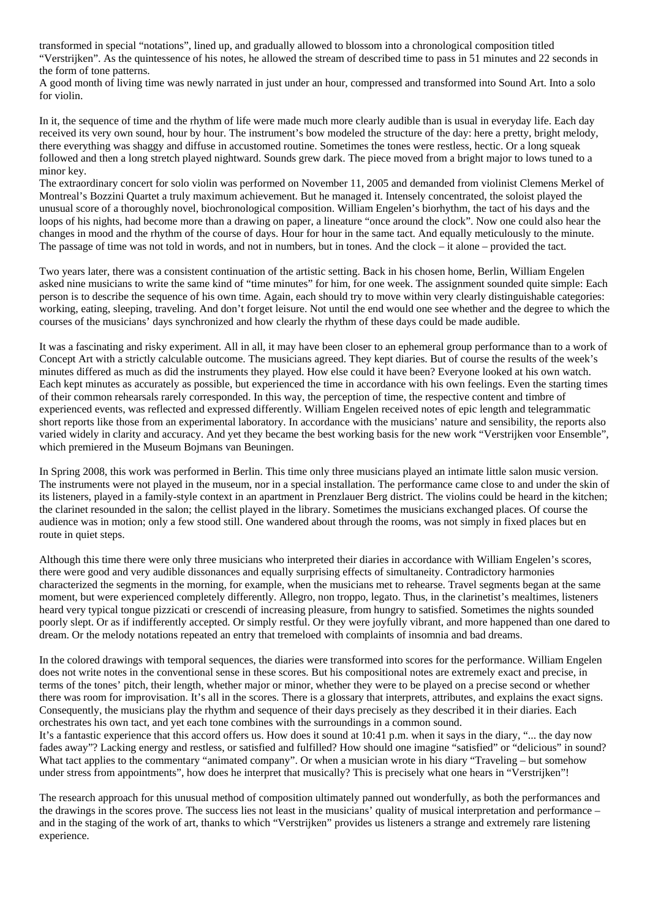transformed in special “notations”, lined up, and gradually allowed to blossom into a chronological composition titled “Verstrijken”. As the quintessence of his notes, he allowed the stream of described time to pass in 51 minutes and 22 seconds in the form of tone patterns.

A good month of living time was newly narrated in just under an hour, compressed and transformed into Sound Art. Into a solo for violin.

In it, the sequence of time and the rhythm of life were made much more clearly audible than is usual in everyday life. Each day received its very own sound, hour by hour. The instrument’s bow modeled the structure of the day: here a pretty, bright melody, there everything was shaggy and diffuse in accustomed routine. Sometimes the tones were restless, hectic. Or a long squeak followed and then a long stretch played nightward. Sounds grew dark. The piece moved from a bright major to lows tuned to a minor key.

The extraordinary concert for solo violin was performed on November 11, 2005 and demanded from violinist Clemens Merkel of Montreal’s Bozzini Quartet a truly maximum achievement. But he managed it. Intensely concentrated, the soloist played the unusual score of a thoroughly novel, biochronological composition. William Engelen’s biorhythm, the tact of his days and the loops of his nights, had become more than a drawing on paper, a lineature “once around the clock”. Now one could also hear the changes in mood and the rhythm of the course of days. Hour for hour in the same tact. And equally meticulously to the minute. The passage of time was not told in words, and not in numbers, but in tones. And the clock – it alone – provided the tact.

Two years later, there was a consistent continuation of the artistic setting. Back in his chosen home, Berlin, William Engelen asked nine musicians to write the same kind of “time minutes” for him, for one week. The assignment sounded quite simple: Each person is to describe the sequence of his own time. Again, each should try to move within very clearly distinguishable categories: working, eating, sleeping, traveling. And don’t forget leisure. Not until the end would one see whether and the degree to which the courses of the musicians’ days synchronized and how clearly the rhythm of these days could be made audible.

It was a fascinating and risky experiment. All in all, it may have been closer to an ephemeral group performance than to a work of Concept Art with a strictly calculable outcome. The musicians agreed. They kept diaries. But of course the results of the week’s minutes differed as much as did the instruments they played. How else could it have been? Everyone looked at his own watch. Each kept minutes as accurately as possible, but experienced the time in accordance with his own feelings. Even the starting times of their common rehearsals rarely corresponded. In this way, the perception of time, the respective content and timbre of experienced events, was reflected and expressed differently. William Engelen received notes of epic length and telegrammatic short reports like those from an experimental laboratory. In accordance with the musicians’ nature and sensibility, the reports also varied widely in clarity and accuracy. And yet they became the best working basis for the new work “Verstrijken voor Ensemble”, which premiered in the Museum Bojmans van Beuningen.

In Spring 2008, this work was performed in Berlin. This time only three musicians played an intimate little salon music version. The instruments were not played in the museum, nor in a special installation. The performance came close to and under the skin of its listeners, played in a family-style context in an apartment in Prenzlauer Berg district. The violins could be heard in the kitchen; the clarinet resounded in the salon; the cellist played in the library. Sometimes the musicians exchanged places. Of course the audience was in motion; only a few stood still. One wandered about through the rooms, was not simply in fixed places but en route in quiet steps.

Although this time there were only three musicians who interpreted their diaries in accordance with William Engelen’s scores, there were good and very audible dissonances and equally surprising effects of simultaneity. Contradictory harmonies characterized the segments in the morning, for example, when the musicians met to rehearse. Travel segments began at the same moment, but were experienced completely differently. Allegro, non troppo, legato. Thus, in the clarinetist’s mealtimes, listeners heard very typical tongue pizzicati or crescendi of increasing pleasure, from hungry to satisfied. Sometimes the nights sounded poorly slept. Or as if indifferently accepted. Or simply restful. Or they were joyfully vibrant, and more happened than one dared to dream. Or the melody notations repeated an entry that tremeloed with complaints of insomnia and bad dreams.

In the colored drawings with temporal sequences, the diaries were transformed into scores for the performance. William Engelen does not write notes in the conventional sense in these scores. But his compositional notes are extremely exact and precise, in terms of the tones’ pitch, their length, whether major or minor, whether they were to be played on a precise second or whether there was room for improvisation. It’s all in the scores. There is a glossary that interprets, attributes, and explains the exact signs. Consequently, the musicians play the rhythm and sequence of their days precisely as they described it in their diaries. Each orchestrates his own tact, and yet each tone combines with the surroundings in a common sound.

It’s a fantastic experience that this accord offers us. How does it sound at 10:41 p.m. when it says in the diary, “... the day now fades away”? Lacking energy and restless, or satisfied and fulfilled? How should one imagine “satisfied” or “delicious” in sound? What tact applies to the commentary “animated company”. Or when a musician wrote in his diary “Traveling – but somehow under stress from appointments”, how does he interpret that musically? This is precisely what one hears in “Verstrijken”!

The research approach for this unusual method of composition ultimately panned out wonderfully, as both the performances and the drawings in the scores prove. The success lies not least in the musicians’ quality of musical interpretation and performance – and in the staging of the work of art, thanks to which “Verstrijken” provides us listeners a strange and extremely rare listening experience.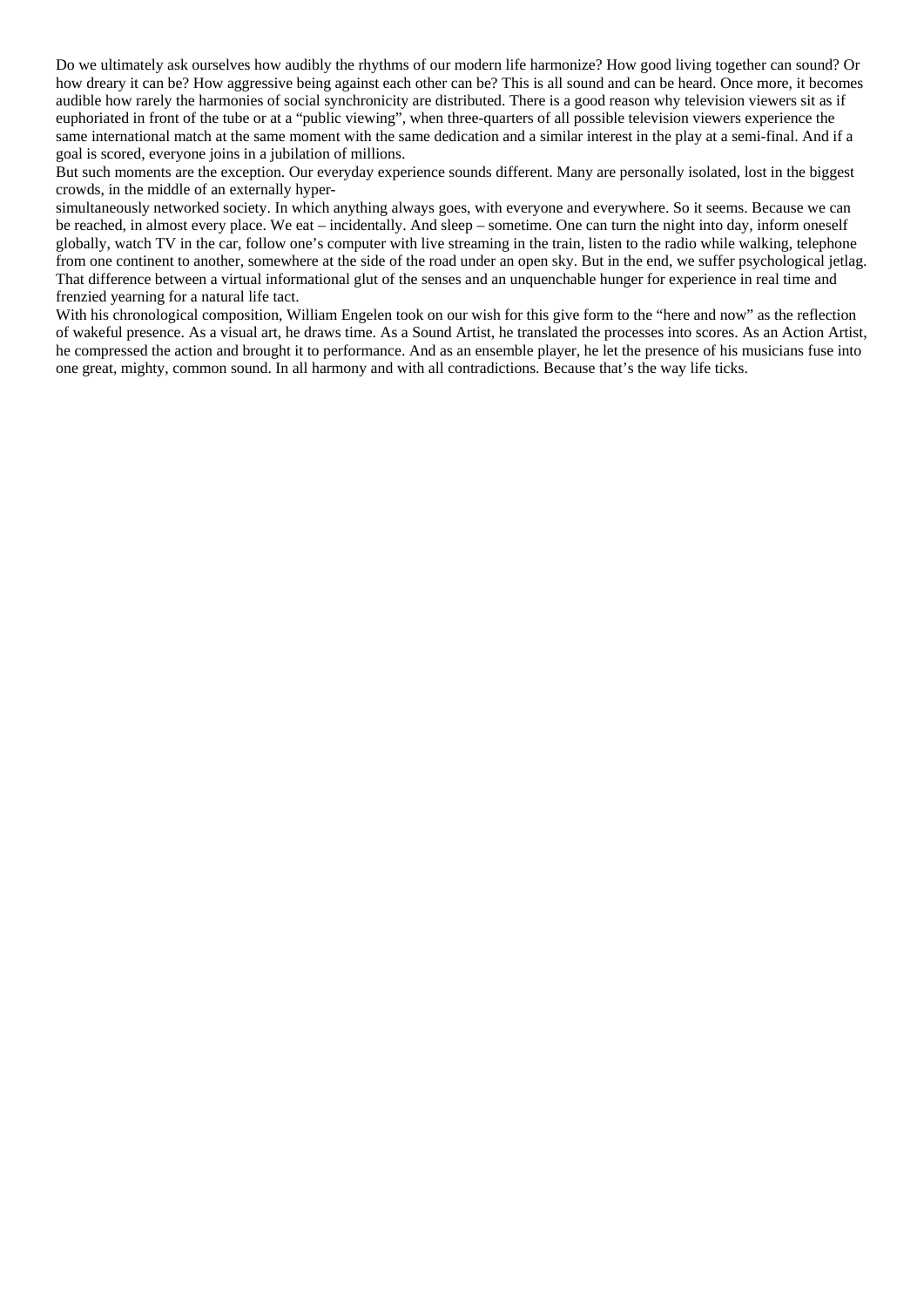Do we ultimately ask ourselves how audibly the rhythms of our modern life harmonize? How good living together can sound? Or how dreary it can be? How aggressive being against each other can be? This is all sound and can be heard. Once more, it becomes audible how rarely the harmonies of social synchronicity are distributed. There is a good reason why television viewers sit as if euphoriated in front of the tube or at a "public viewing", when three-quarters of all possible television viewers experience the same international match at the same moment with the same dedication and a similar interest in the play at a semi-final. And if a goal is scored, everyone joins in a jubilation of millions.

But such moments are the exception. Our everyday experience sounds different. Many are personally isolated, lost in the biggest crowds, in the middle of an externally hyper-simultaneously networked society. In which anything always goes, with everyone and everywhere. So it seems. Because we can be reached, in almost every place. We eat – incidentally. And sleep – sometime. One can turn the night into day, inform oneself globally, watch TV in the car, follow one's computer with live streaming in the train, listen to the radio while walking, telephone from one continent to another, somewhere at the side of the road under an open sky. But in the end, we suffer psychological jetlag. That difference between a virtual informational glut of the senses and an unquenchable hunger for experience in real time and frenzied yearning for a natural life tact.

With his chronological composition, William Engelen took on our wish for this give form to the "here and now" as the reflection of wakeful presence. As a visual art, he draws time. As a Sound Artist, he translated the processes into scores. As an Action Artist, he compressed the action and brought it to performance. And as an ensemble player, he let the presence of his musicians fuse into one great, mighty, common sound. In all harmony and with all contradictions. Because that's the way life ticks.